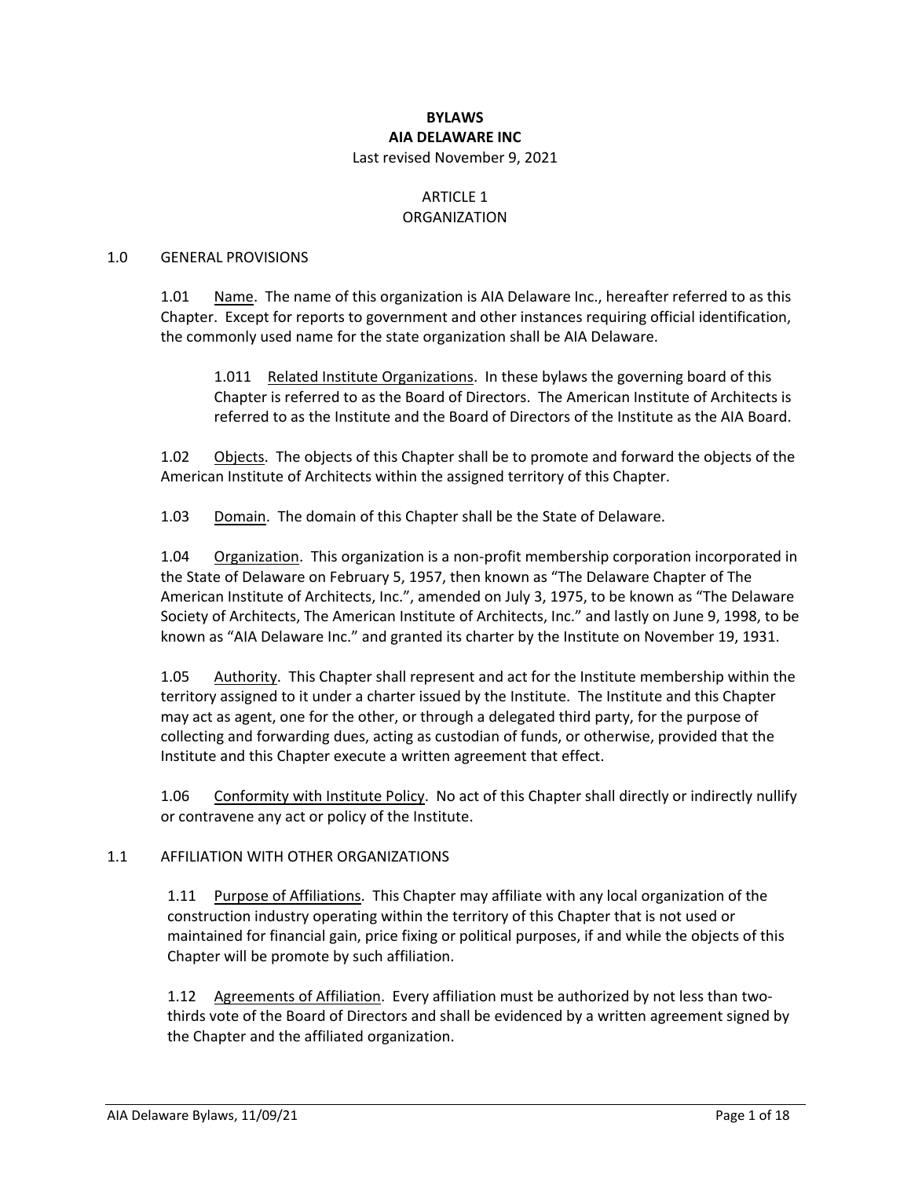# BYLAWS
# AIA DELAWARE INC

Last revised November 9, 2021

## ARTICLE 1
## ORGANIZATION

### 1.0 GENERAL PROVISIONS

1.01 Name. The name of this organization is AIA Delaware Inc., hereafter referred to as this Chapter. Except for reports to government and other instances requiring official identification, the commonly used name for the state organization shall be AIA Delaware.

1.011 Related Institute Organizations. In these bylaws the governing board of this Chapter is referred to as the Board of Directors. The American Institute of Architects is referred to as the Institute and the Board of Directors of the Institute as the AIA Board.

1.02 Objects. The objects of this Chapter shall be to promote and forward the objects of the American Institute of Architects within the assigned territory of this Chapter.

1.03 Domain. The domain of this Chapter shall be the State of Delaware.

1.04 Organization. This organization is a non-profit membership corporation incorporated in the State of Delaware on February 5, 1957, then known as "The Delaware Chapter of The American Institute of Architects, Inc.", amended on July 3, 1975, to be known as "The Delaware Society of Architects, The American Institute of Architects, Inc." and lastly on June 9, 1998, to be known as "AIA Delaware Inc." and granted its charter by the Institute on November 19, 1931.

1.05 Authority. This Chapter shall represent and act for the Institute membership within the territory assigned to it under a charter issued by the Institute. The Institute and this Chapter may act as agent, one for the other, or through a delegated third party, for the purpose of collecting and forwarding dues, acting as custodian of funds, or otherwise, provided that the Institute and this Chapter execute a written agreement that effect.

1.06 Conformity with Institute Policy. No act of this Chapter shall directly or indirectly nullify or contravene any act or policy of the Institute.

### 1.1 AFFILIATION WITH OTHER ORGANIZATIONS

1.11 Purpose of Affiliations. This Chapter may affiliate with any local organization of the construction industry operating within the territory of this Chapter that is not used or maintained for financial gain, price fixing or political purposes, if and while the objects of this Chapter will be promote by such affiliation.

1.12 Agreements of Affiliation. Every affiliation must be authorized by not less than two-thirds vote of the Board of Directors and shall be evidenced by a written agreement signed by the Chapter and the affiliated organization.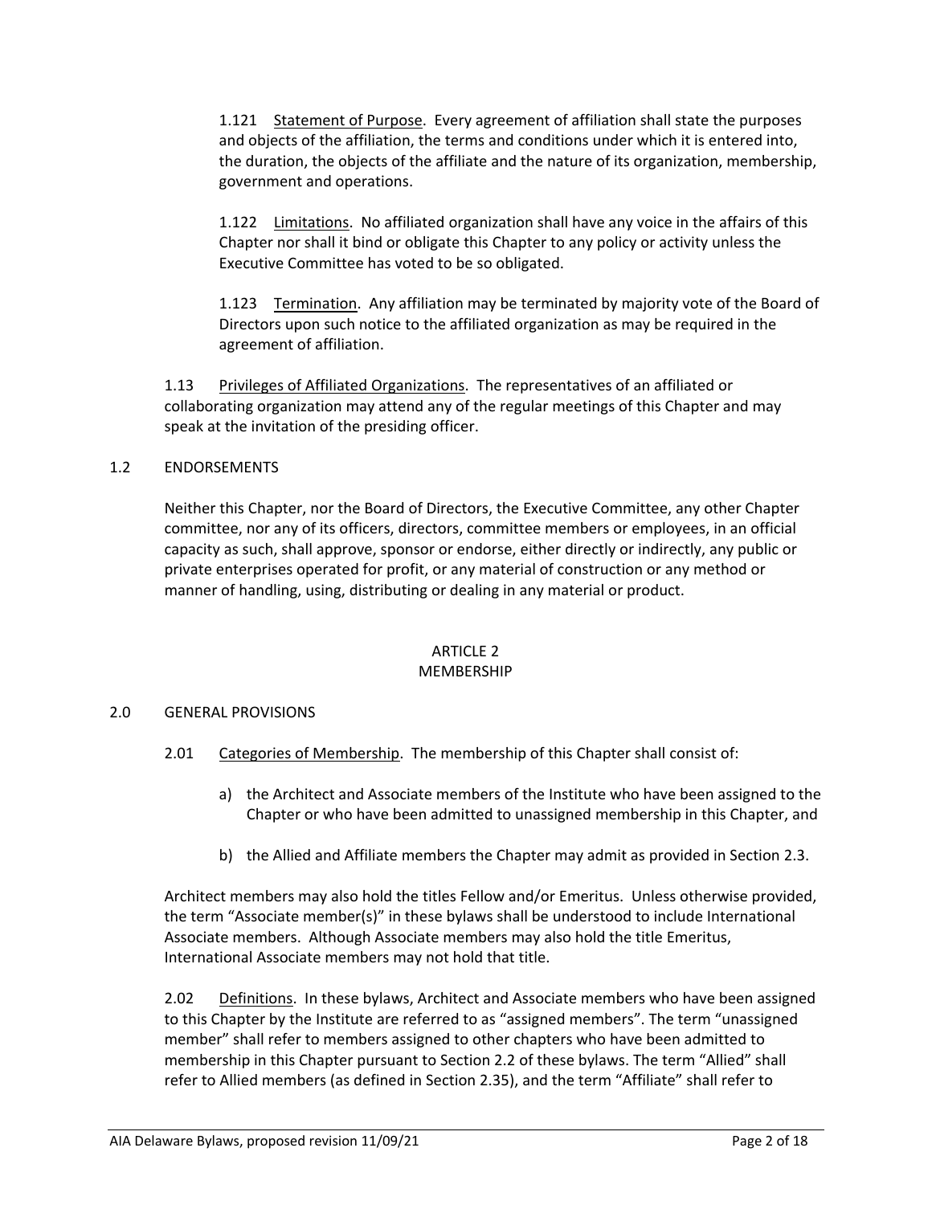1.121 <u>Statement of Purpose</u>. Every agreement of affiliation shall state the purposes and objects of the affiliation, the terms and conditions under which it is entered into, the duration, the objects of the affiliate and the nature of its organization, membership, government and operations.

1.122 <u>Limitations</u>. No affiliated organization shall have any voice in the affairs of this Chapter nor shall it bind or obligate this Chapter to any policy or activity unless the Executive Committee has voted to be so obligated.

1.123 <u>Termination</u>. Any affiliation may be terminated by majority vote of the Board of Directors upon such notice to the affiliated organization as may be required in the agreement of affiliation.

1.13 <u>Privileges of Affiliated Organizations</u>. The representatives of an affiliated or collaborating organization may attend any of the regular meetings of this Chapter and may speak at the invitation of the presiding officer.

## 1.2 ENDORSEMENTS

Neither this Chapter, nor the Board of Directors, the Executive Committee, any other Chapter committee, nor any of its officers, directors, committee members or employees, in an official capacity as such, shall approve, sponsor or endorse, either directly or indirectly, any public or private enterprises operated for profit, or any material of construction or any method or manner of handling, using, distributing or dealing in any material or product.

# ARTICLE 2
# MEMBERSHIP

## 2.0 GENERAL PROVISIONS

2.01 <u>Categories of Membership</u>. The membership of this Chapter shall consist of:

a) the Architect and Associate members of the Institute who have been assigned to the Chapter or who have been admitted to unassigned membership in this Chapter, and

b) the Allied and Affiliate members the Chapter may admit as provided in Section 2.3.

Architect members may also hold the titles Fellow and/or Emeritus. Unless otherwise provided, the term "Associate member(s)" in these bylaws shall be understood to include International Associate members. Although Associate members may also hold the title Emeritus, International Associate members may not hold that title.

2.02 <u>Definitions</u>. In these bylaws, Architect and Associate members who have been assigned to this Chapter by the Institute are referred to as "assigned members". The term "unassigned member" shall refer to members assigned to other chapters who have been admitted to membership in this Chapter pursuant to Section 2.2 of these bylaws. The term "Allied" shall refer to Allied members (as defined in Section 2.35), and the term "Affiliate" shall refer to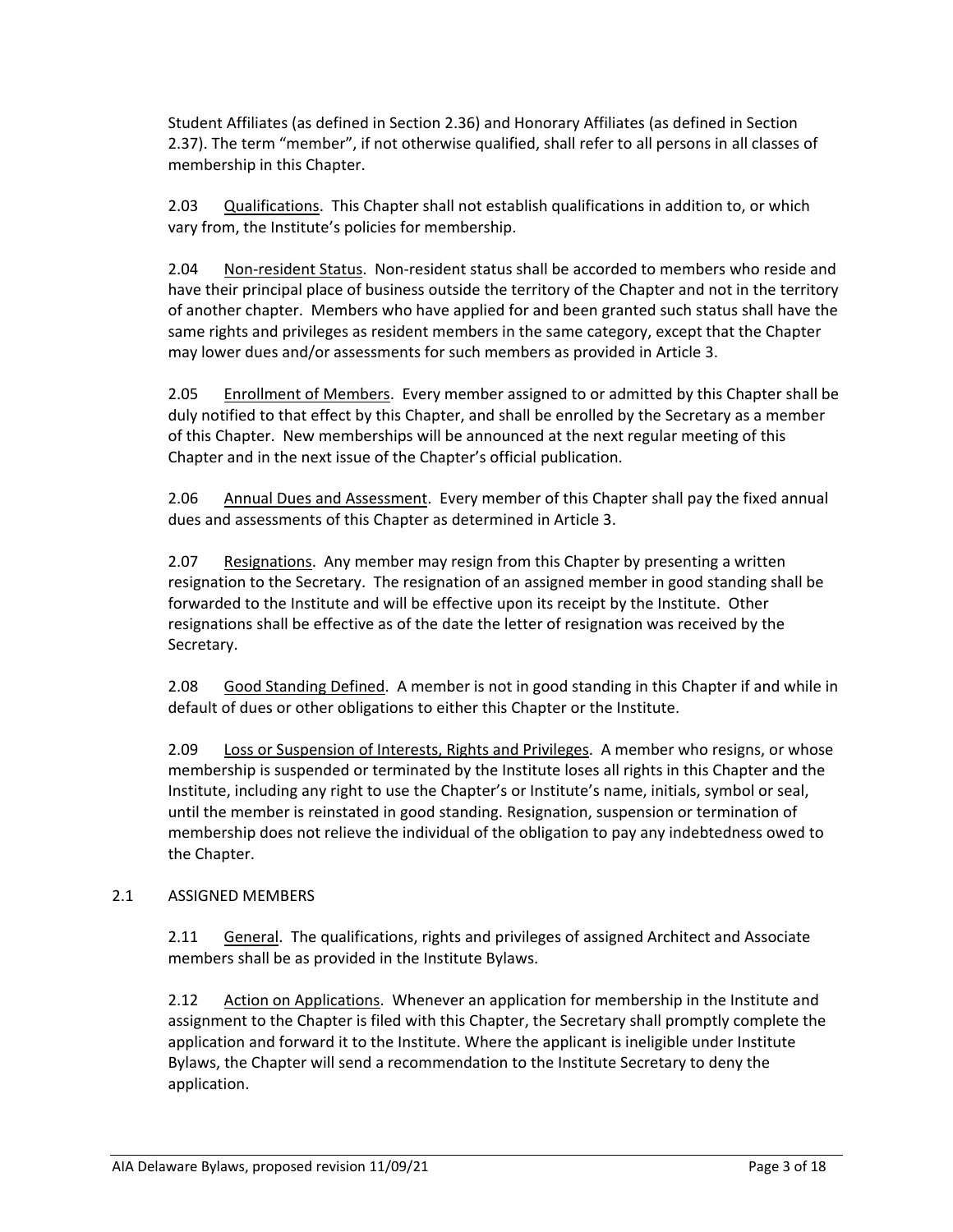Student Affiliates (as defined in Section 2.36) and Honorary Affiliates (as defined in Section 2.37). The term "member", if not otherwise qualified, shall refer to all persons in all classes of membership in this Chapter.

2.03 Qualifications. This Chapter shall not establish qualifications in addition to, or which vary from, the Institute's policies for membership.

2.04 Non-resident Status. Non-resident status shall be accorded to members who reside and have their principal place of business outside the territory of the Chapter and not in the territory of another chapter. Members who have applied for and been granted such status shall have the same rights and privileges as resident members in the same category, except that the Chapter may lower dues and/or assessments for such members as provided in Article 3.

2.05 Enrollment of Members. Every member assigned to or admitted by this Chapter shall be duly notified to that effect by this Chapter, and shall be enrolled by the Secretary as a member of this Chapter. New memberships will be announced at the next regular meeting of this Chapter and in the next issue of the Chapter's official publication.

2.06 Annual Dues and Assessment. Every member of this Chapter shall pay the fixed annual dues and assessments of this Chapter as determined in Article 3.

2.07 Resignations. Any member may resign from this Chapter by presenting a written resignation to the Secretary. The resignation of an assigned member in good standing shall be forwarded to the Institute and will be effective upon its receipt by the Institute. Other resignations shall be effective as of the date the letter of resignation was received by the Secretary.

2.08 Good Standing Defined. A member is not in good standing in this Chapter if and while in default of dues or other obligations to either this Chapter or the Institute.

2.09 Loss or Suspension of Interests, Rights and Privileges. A member who resigns, or whose membership is suspended or terminated by the Institute loses all rights in this Chapter and the Institute, including any right to use the Chapter's or Institute's name, initials, symbol or seal, until the member is reinstated in good standing. Resignation, suspension or termination of membership does not relieve the individual of the obligation to pay any indebtedness owed to the Chapter.

## 2.1 ASSIGNED MEMBERS

2.11 General. The qualifications, rights and privileges of assigned Architect and Associate members shall be as provided in the Institute Bylaws.

2.12 Action on Applications. Whenever an application for membership in the Institute and assignment to the Chapter is filed with this Chapter, the Secretary shall promptly complete the application and forward it to the Institute. Where the applicant is ineligible under Institute Bylaws, the Chapter will send a recommendation to the Institute Secretary to deny the application.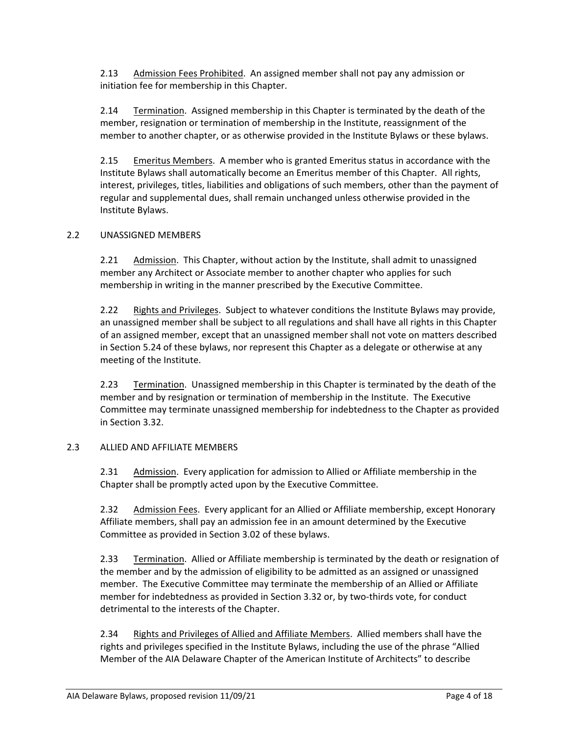2.13 Admission Fees Prohibited. An assigned member shall not pay any admission or initiation fee for membership in this Chapter.

2.14 Termination. Assigned membership in this Chapter is terminated by the death of the member, resignation or termination of membership in the Institute, reassignment of the member to another chapter, or as otherwise provided in the Institute Bylaws or these bylaws.

2.15 Emeritus Members. A member who is granted Emeritus status in accordance with the Institute Bylaws shall automatically become an Emeritus member of this Chapter. All rights, interest, privileges, titles, liabilities and obligations of such members, other than the payment of regular and supplemental dues, shall remain unchanged unless otherwise provided in the Institute Bylaws.

## 2.2 UNASSIGNED MEMBERS

2.21 Admission. This Chapter, without action by the Institute, shall admit to unassigned member any Architect or Associate member to another chapter who applies for such membership in writing in the manner prescribed by the Executive Committee.

2.22 Rights and Privileges. Subject to whatever conditions the Institute Bylaws may provide, an unassigned member shall be subject to all regulations and shall have all rights in this Chapter of an assigned member, except that an unassigned member shall not vote on matters described in Section 5.24 of these bylaws, nor represent this Chapter as a delegate or otherwise at any meeting of the Institute.

2.23 Termination. Unassigned membership in this Chapter is terminated by the death of the member and by resignation or termination of membership in the Institute. The Executive Committee may terminate unassigned membership for indebtedness to the Chapter as provided in Section 3.32.

## 2.3 ALLIED AND AFFILIATE MEMBERS

2.31 Admission. Every application for admission to Allied or Affiliate membership in the Chapter shall be promptly acted upon by the Executive Committee.

2.32 Admission Fees. Every applicant for an Allied or Affiliate membership, except Honorary Affiliate members, shall pay an admission fee in an amount determined by the Executive Committee as provided in Section 3.02 of these bylaws.

2.33 Termination. Allied or Affiliate membership is terminated by the death or resignation of the member and by the admission of eligibility to be admitted as an assigned or unassigned member. The Executive Committee may terminate the membership of an Allied or Affiliate member for indebtedness as provided in Section 3.32 or, by two-thirds vote, for conduct detrimental to the interests of the Chapter.

2.34 Rights and Privileges of Allied and Affiliate Members. Allied members shall have the rights and privileges specified in the Institute Bylaws, including the use of the phrase "Allied Member of the AIA Delaware Chapter of the American Institute of Architects" to describe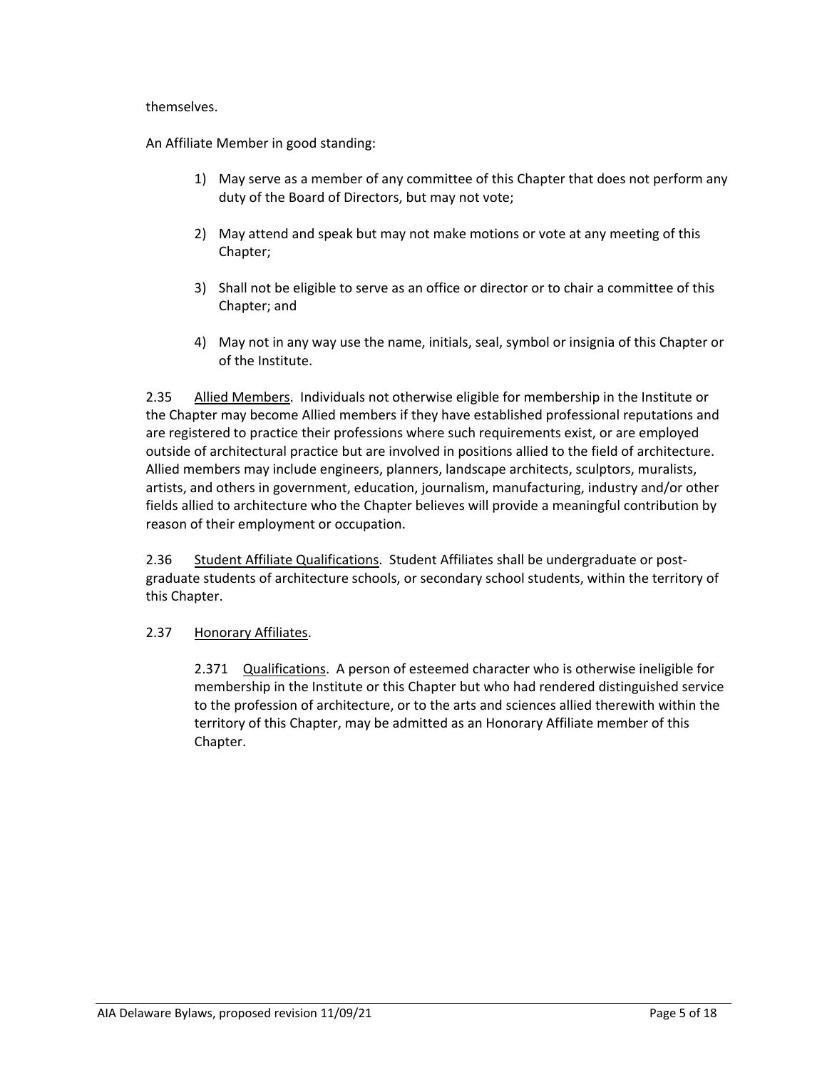themselves.

An Affiliate Member in good standing:

1) May serve as a member of any committee of this Chapter that does not perform any duty of the Board of Directors, but may not vote;

2) May attend and speak but may not make motions or vote at any meeting of this Chapter;

3) Shall not be eligible to serve as an office or director or to chair a committee of this Chapter; and

4) May not in any way use the name, initials, seal, symbol or insignia of this Chapter or of the Institute.

2.35 Allied Members. Individuals not otherwise eligible for membership in the Institute or the Chapter may become Allied members if they have established professional reputations and are registered to practice their professions where such requirements exist, or are employed outside of architectural practice but are involved in positions allied to the field of architecture. Allied members may include engineers, planners, landscape architects, sculptors, muralists, artists, and others in government, education, journalism, manufacturing, industry and/or other fields allied to architecture who the Chapter believes will provide a meaningful contribution by reason of their employment or occupation.

2.36 Student Affiliate Qualifications. Student Affiliates shall be undergraduate or post-graduate students of architecture schools, or secondary school students, within the territory of this Chapter.

2.37 Honorary Affiliates.

2.371 Qualifications. A person of esteemed character who is otherwise ineligible for membership in the Institute or this Chapter but who had rendered distinguished service to the profession of architecture, or to the arts and sciences allied therewith within the territory of this Chapter, may be admitted as an Honorary Affiliate member of this Chapter.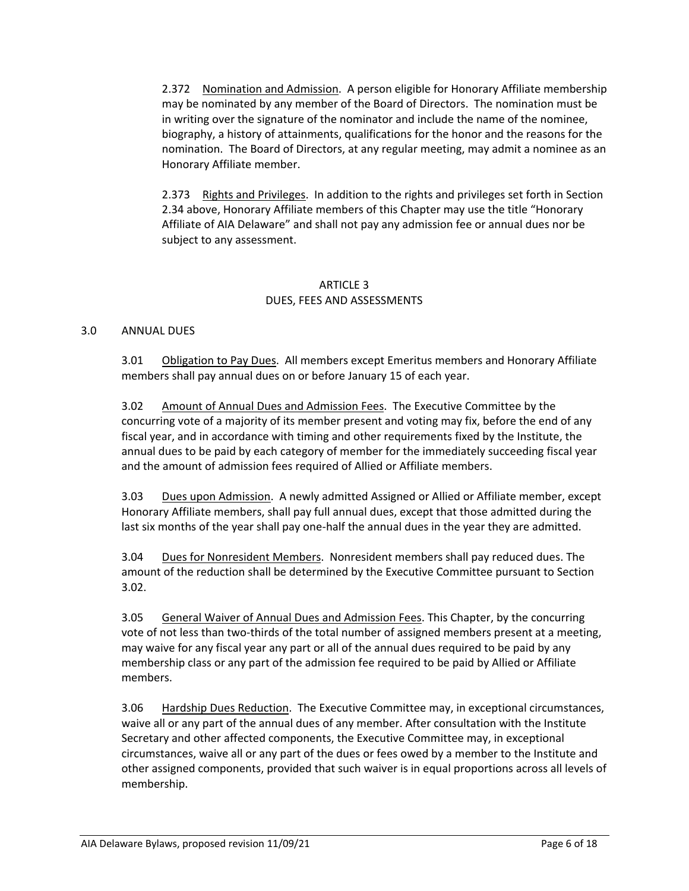2.372 Nomination and Admission. A person eligible for Honorary Affiliate membership may be nominated by any member of the Board of Directors. The nomination must be in writing over the signature of the nominator and include the name of the nominee, biography, a history of attainments, qualifications for the honor and the reasons for the nomination. The Board of Directors, at any regular meeting, may admit a nominee as an Honorary Affiliate member.

2.373 Rights and Privileges. In addition to the rights and privileges set forth in Section 2.34 above, Honorary Affiliate members of this Chapter may use the title "Honorary Affiliate of AIA Delaware" and shall not pay any admission fee or annual dues nor be subject to any assessment.

## ARTICLE 3
## DUES, FEES AND ASSESSMENTS

3.0 ANNUAL DUES

3.01 Obligation to Pay Dues. All members except Emeritus members and Honorary Affiliate members shall pay annual dues on or before January 15 of each year.

3.02 Amount of Annual Dues and Admission Fees. The Executive Committee by the concurring vote of a majority of its member present and voting may fix, before the end of any fiscal year, and in accordance with timing and other requirements fixed by the Institute, the annual dues to be paid by each category of member for the immediately succeeding fiscal year and the amount of admission fees required of Allied or Affiliate members.

3.03 Dues upon Admission. A newly admitted Assigned or Allied or Affiliate member, except Honorary Affiliate members, shall pay full annual dues, except that those admitted during the last six months of the year shall pay one-half the annual dues in the year they are admitted.

3.04 Dues for Nonresident Members. Nonresident members shall pay reduced dues. The amount of the reduction shall be determined by the Executive Committee pursuant to Section 3.02.

3.05 General Waiver of Annual Dues and Admission Fees. This Chapter, by the concurring vote of not less than two-thirds of the total number of assigned members present at a meeting, may waive for any fiscal year any part or all of the annual dues required to be paid by any membership class or any part of the admission fee required to be paid by Allied or Affiliate members.

3.06 Hardship Dues Reduction. The Executive Committee may, in exceptional circumstances, waive all or any part of the annual dues of any member. After consultation with the Institute Secretary and other affected components, the Executive Committee may, in exceptional circumstances, waive all or any part of the dues or fees owed by a member to the Institute and other assigned components, provided that such waiver is in equal proportions across all levels of membership.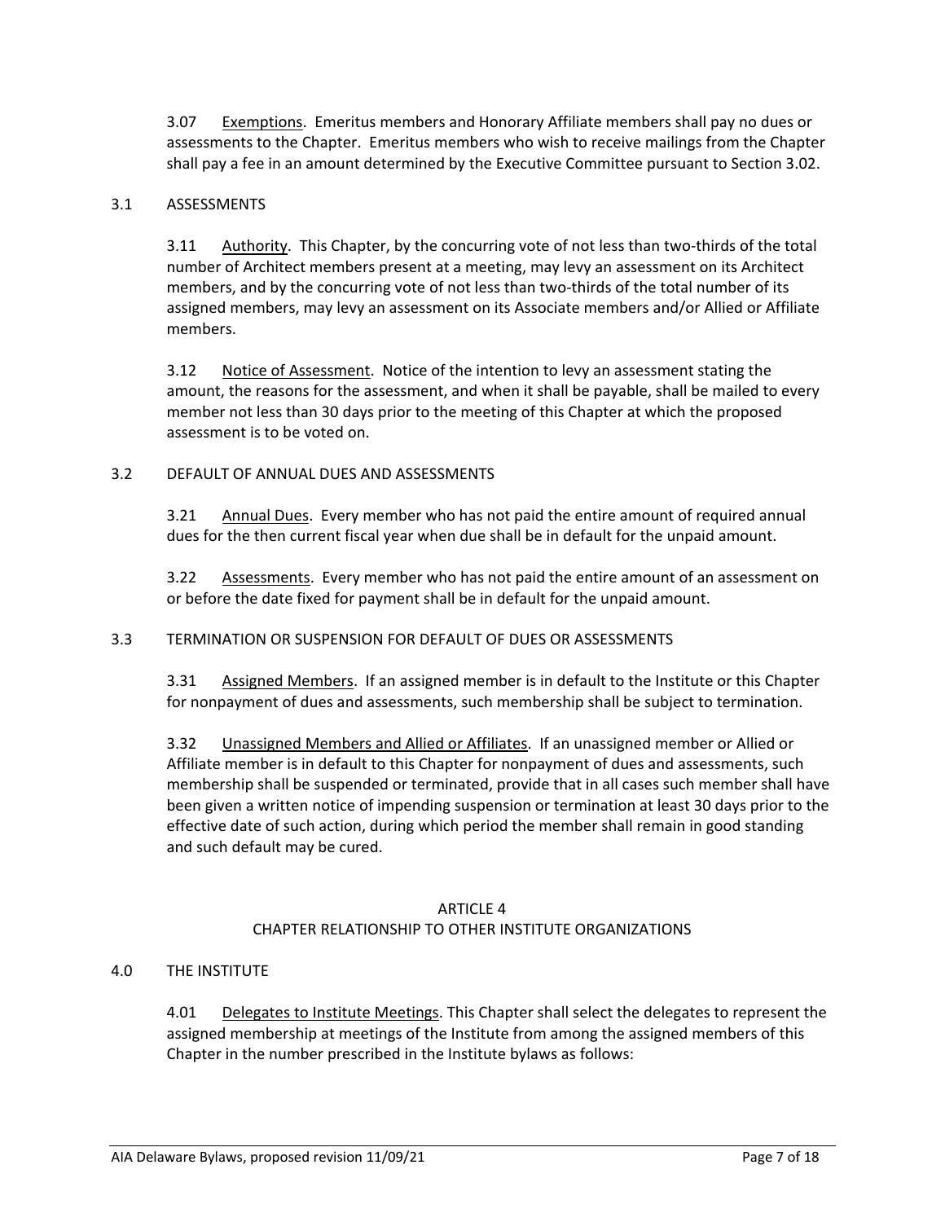3.07 Exemptions. Emeritus members and Honorary Affiliate members shall pay no dues or assessments to the Chapter. Emeritus members who wish to receive mailings from the Chapter shall pay a fee in an amount determined by the Executive Committee pursuant to Section 3.02.

3.1 ASSESSMENTS

3.11 Authority. This Chapter, by the concurring vote of not less than two-thirds of the total number of Architect members present at a meeting, may levy an assessment on its Architect members, and by the concurring vote of not less than two-thirds of the total number of its assigned members, may levy an assessment on its Associate members and/or Allied or Affiliate members.

3.12 Notice of Assessment. Notice of the intention to levy an assessment stating the amount, the reasons for the assessment, and when it shall be payable, shall be mailed to every member not less than 30 days prior to the meeting of this Chapter at which the proposed assessment is to be voted on.

3.2 DEFAULT OF ANNUAL DUES AND ASSESSMENTS

3.21 Annual Dues. Every member who has not paid the entire amount of required annual dues for the then current fiscal year when due shall be in default for the unpaid amount.

3.22 Assessments. Every member who has not paid the entire amount of an assessment on or before the date fixed for payment shall be in default for the unpaid amount.

3.3 TERMINATION OR SUSPENSION FOR DEFAULT OF DUES OR ASSESSMENTS

3.31 Assigned Members. If an assigned member is in default to the Institute or this Chapter for nonpayment of dues and assessments, such membership shall be subject to termination.

3.32 Unassigned Members and Allied or Affiliates. If an unassigned member or Allied or Affiliate member is in default to this Chapter for nonpayment of dues and assessments, such membership shall be suspended or terminated, provide that in all cases such member shall have been given a written notice of impending suspension or termination at least 30 days prior to the effective date of such action, during which period the member shall remain in good standing and such default may be cured.

## ARTICLE 4
## CHAPTER RELATIONSHIP TO OTHER INSTITUTE ORGANIZATIONS

4.0 THE INSTITUTE

4.01 Delegates to Institute Meetings. This Chapter shall select the delegates to represent the assigned membership at meetings of the Institute from among the assigned members of this Chapter in the number prescribed in the Institute bylaws as follows: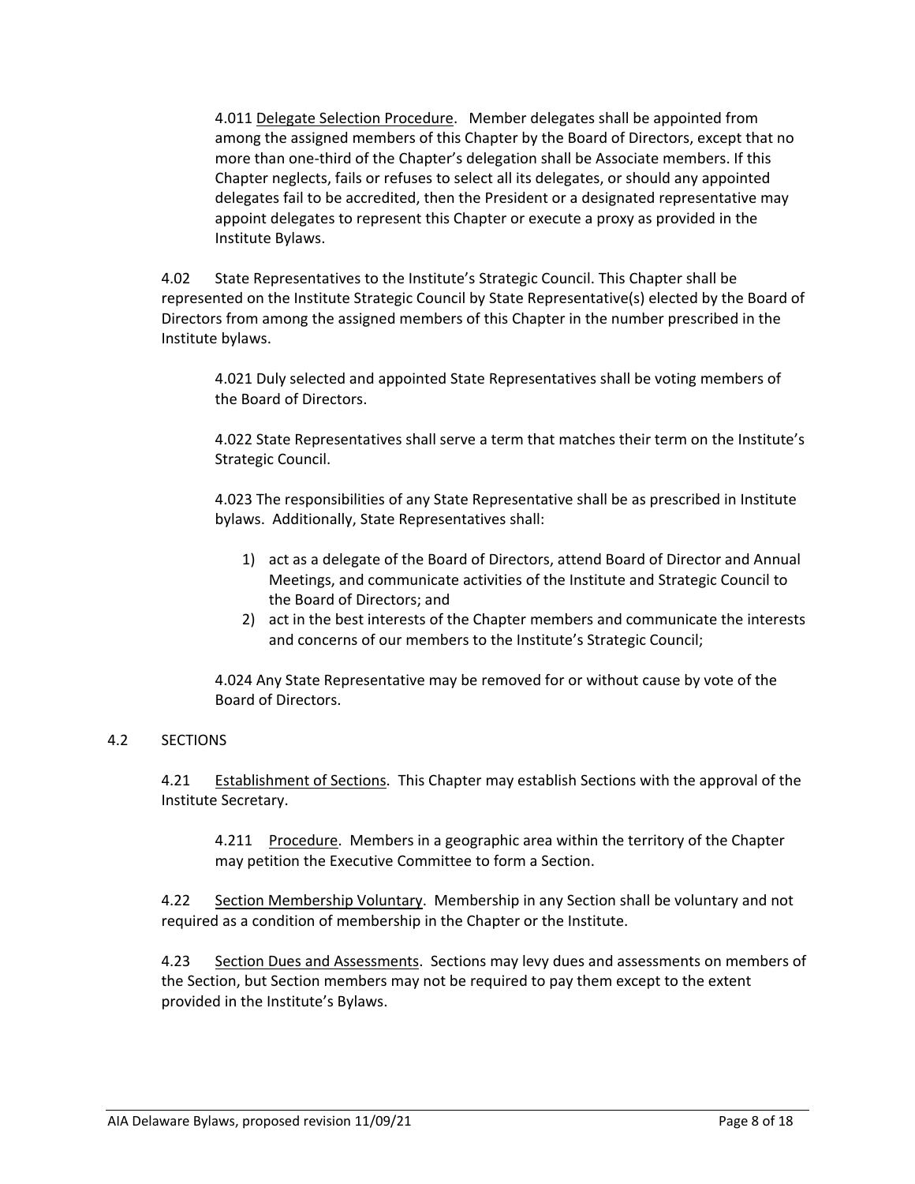4.011 Delegate Selection Procedure. Member delegates shall be appointed from among the assigned members of this Chapter by the Board of Directors, except that no more than one-third of the Chapter's delegation shall be Associate members. If this Chapter neglects, fails or refuses to select all its delegates, or should any appointed delegates fail to be accredited, then the President or a designated representative may appoint delegates to represent this Chapter or execute a proxy as provided in the Institute Bylaws.

4.02 State Representatives to the Institute's Strategic Council. This Chapter shall be represented on the Institute Strategic Council by State Representative(s) elected by the Board of Directors from among the assigned members of this Chapter in the number prescribed in the Institute bylaws.

4.021 Duly selected and appointed State Representatives shall be voting members of the Board of Directors.

4.022 State Representatives shall serve a term that matches their term on the Institute's Strategic Council.

4.023 The responsibilities of any State Representative shall be as prescribed in Institute bylaws. Additionally, State Representatives shall:

1) act as a delegate of the Board of Directors, attend Board of Director and Annual Meetings, and communicate activities of the Institute and Strategic Council to the Board of Directors; and
2) act in the best interests of the Chapter members and communicate the interests and concerns of our members to the Institute's Strategic Council;

4.024 Any State Representative may be removed for or without cause by vote of the Board of Directors.

## 4.2 SECTIONS

4.21 Establishment of Sections. This Chapter may establish Sections with the approval of the Institute Secretary.

4.211 Procedure. Members in a geographic area within the territory of the Chapter may petition the Executive Committee to form a Section.

4.22 Section Membership Voluntary. Membership in any Section shall be voluntary and not required as a condition of membership in the Chapter or the Institute.

4.23 Section Dues and Assessments. Sections may levy dues and assessments on members of the Section, but Section members may not be required to pay them except to the extent provided in the Institute's Bylaws.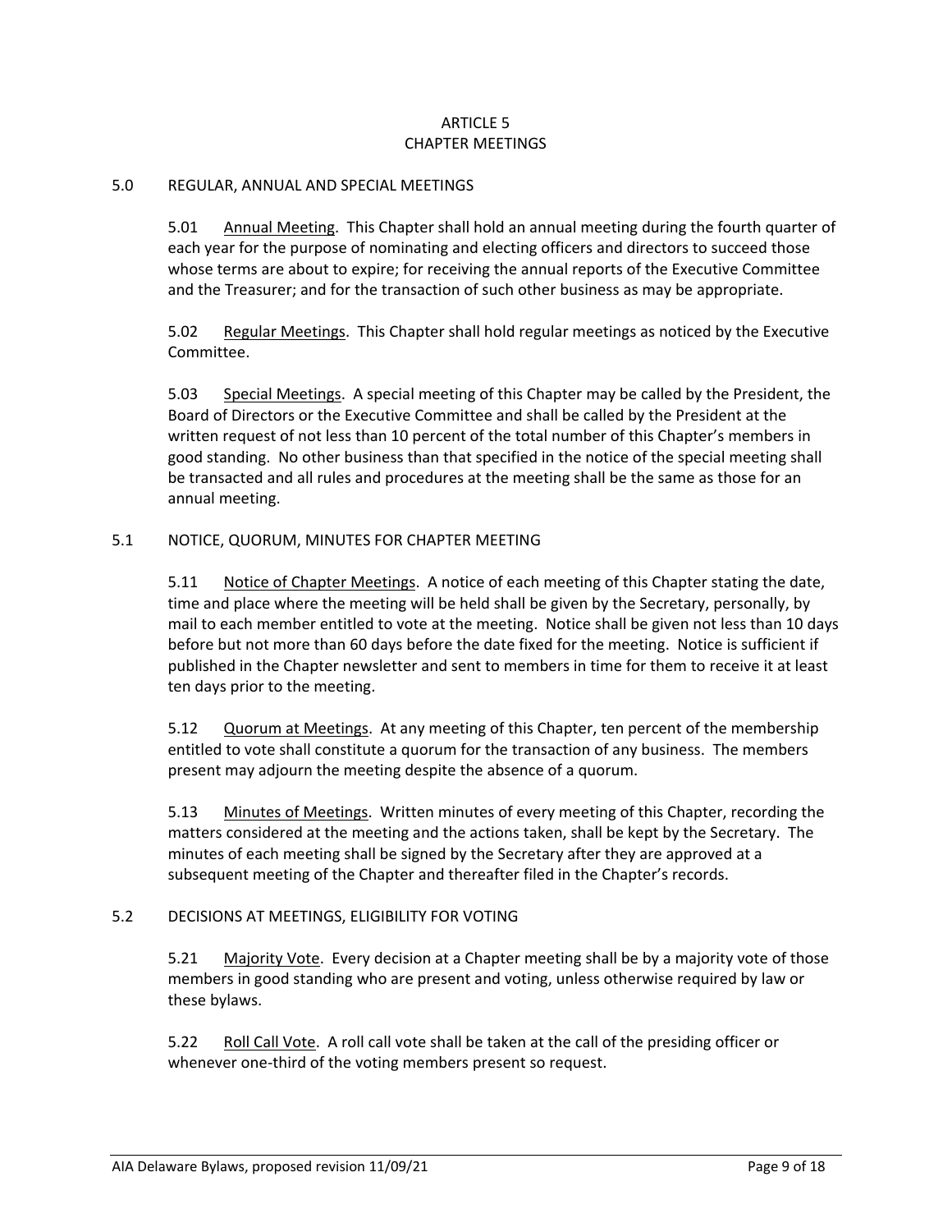# ARTICLE 5
# CHAPTER MEETINGS

## 5.0 REGULAR, ANNUAL AND SPECIAL MEETINGS

5.01 Annual Meeting. This Chapter shall hold an annual meeting during the fourth quarter of each year for the purpose of nominating and electing officers and directors to succeed those whose terms are about to expire; for receiving the annual reports of the Executive Committee and the Treasurer; and for the transaction of such other business as may be appropriate.

5.02 Regular Meetings. This Chapter shall hold regular meetings as noticed by the Executive Committee.

5.03 Special Meetings. A special meeting of this Chapter may be called by the President, the Board of Directors or the Executive Committee and shall be called by the President at the written request of not less than 10 percent of the total number of this Chapter's members in good standing. No other business than that specified in the notice of the special meeting shall be transacted and all rules and procedures at the meeting shall be the same as those for an annual meeting.

## 5.1 NOTICE, QUORUM, MINUTES FOR CHAPTER MEETING

5.11 Notice of Chapter Meetings. A notice of each meeting of this Chapter stating the date, time and place where the meeting will be held shall be given by the Secretary, personally, by mail to each member entitled to vote at the meeting. Notice shall be given not less than 10 days before but not more than 60 days before the date fixed for the meeting. Notice is sufficient if published in the Chapter newsletter and sent to members in time for them to receive it at least ten days prior to the meeting.

5.12 Quorum at Meetings. At any meeting of this Chapter, ten percent of the membership entitled to vote shall constitute a quorum for the transaction of any business. The members present may adjourn the meeting despite the absence of a quorum.

5.13 Minutes of Meetings. Written minutes of every meeting of this Chapter, recording the matters considered at the meeting and the actions taken, shall be kept by the Secretary. The minutes of each meeting shall be signed by the Secretary after they are approved at a subsequent meeting of the Chapter and thereafter filed in the Chapter's records.

## 5.2 DECISIONS AT MEETINGS, ELIGIBILITY FOR VOTING

5.21 Majority Vote. Every decision at a Chapter meeting shall be by a majority vote of those members in good standing who are present and voting, unless otherwise required by law or these bylaws.

5.22 Roll Call Vote. A roll call vote shall be taken at the call of the presiding officer or whenever one-third of the voting members present so request.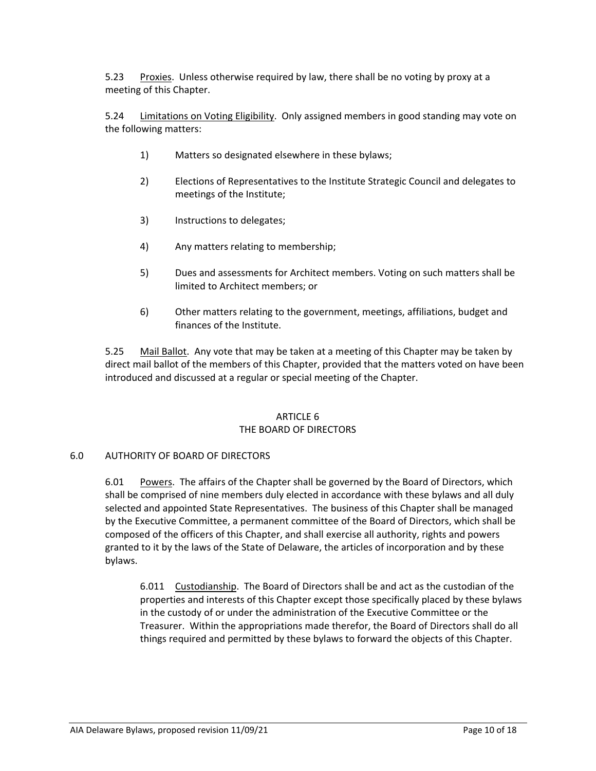5.23 Proxies. Unless otherwise required by law, there shall be no voting by proxy at a meeting of this Chapter.

5.24 Limitations on Voting Eligibility. Only assigned members in good standing may vote on the following matters:

1) Matters so designated elsewhere in these bylaws;

2) Elections of Representatives to the Institute Strategic Council and delegates to meetings of the Institute;

3) Instructions to delegates;

4) Any matters relating to membership;

5) Dues and assessments for Architect members. Voting on such matters shall be limited to Architect members; or

6) Other matters relating to the government, meetings, affiliations, budget and finances of the Institute.

5.25 Mail Ballot. Any vote that may be taken at a meeting of this Chapter may be taken by direct mail ballot of the members of this Chapter, provided that the matters voted on have been introduced and discussed at a regular or special meeting of the Chapter.

## ARTICLE 6
## THE BOARD OF DIRECTORS

### 6.0 AUTHORITY OF BOARD OF DIRECTORS

6.01 Powers. The affairs of the Chapter shall be governed by the Board of Directors, which shall be comprised of nine members duly elected in accordance with these bylaws and all duly selected and appointed State Representatives. The business of this Chapter shall be managed by the Executive Committee, a permanent committee of the Board of Directors, which shall be composed of the officers of this Chapter, and shall exercise all authority, rights and powers granted to it by the laws of the State of Delaware, the articles of incorporation and by these bylaws.

6.011 Custodianship. The Board of Directors shall be and act as the custodian of the properties and interests of this Chapter except those specifically placed by these bylaws in the custody of or under the administration of the Executive Committee or the Treasurer. Within the appropriations made therefor, the Board of Directors shall do all things required and permitted by these bylaws to forward the objects of this Chapter.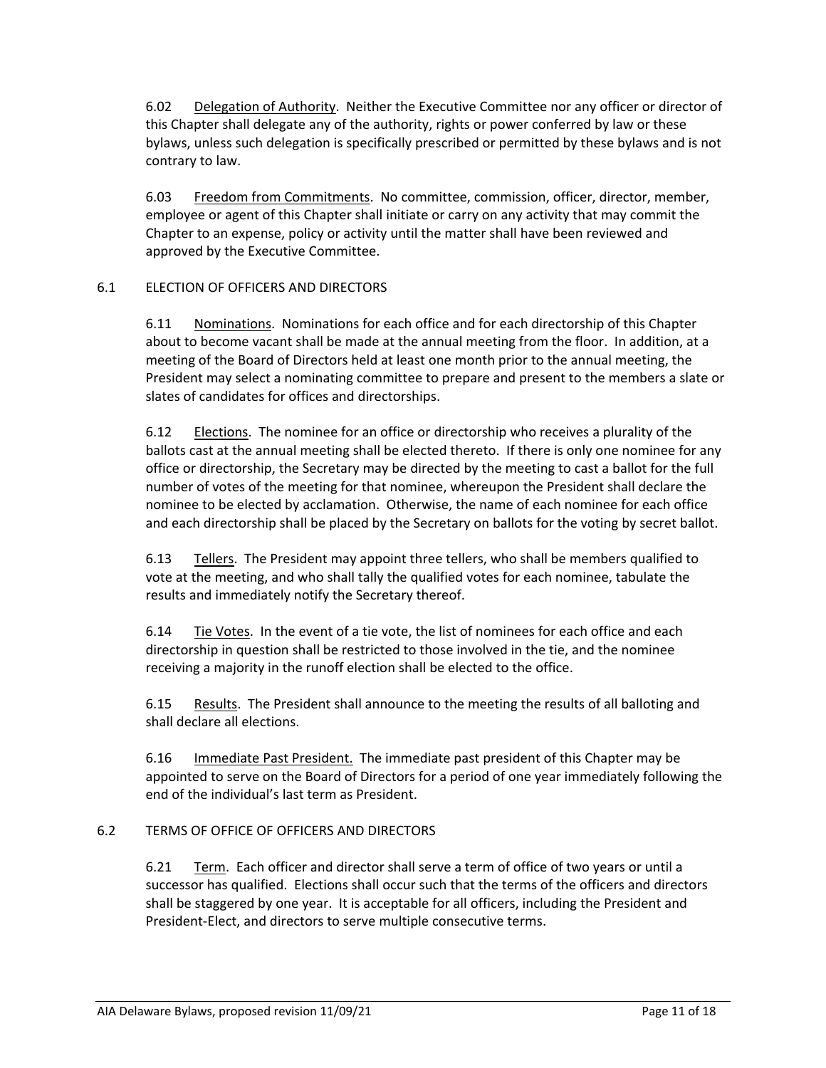6.02 Delegation of Authority. Neither the Executive Committee nor any officer or director of this Chapter shall delegate any of the authority, rights or power conferred by law or these bylaws, unless such delegation is specifically prescribed or permitted by these bylaws and is not contrary to law.

6.03 Freedom from Commitments. No committee, commission, officer, director, member, employee or agent of this Chapter shall initiate or carry on any activity that may commit the Chapter to an expense, policy or activity until the matter shall have been reviewed and approved by the Executive Committee.

## 6.1 ELECTION OF OFFICERS AND DIRECTORS

6.11 Nominations. Nominations for each office and for each directorship of this Chapter about to become vacant shall be made at the annual meeting from the floor. In addition, at a meeting of the Board of Directors held at least one month prior to the annual meeting, the President may select a nominating committee to prepare and present to the members a slate or slates of candidates for offices and directorships.

6.12 Elections. The nominee for an office or directorship who receives a plurality of the ballots cast at the annual meeting shall be elected thereto. If there is only one nominee for any office or directorship, the Secretary may be directed by the meeting to cast a ballot for the full number of votes of the meeting for that nominee, whereupon the President shall declare the nominee to be elected by acclamation. Otherwise, the name of each nominee for each office and each directorship shall be placed by the Secretary on ballots for the voting by secret ballot.

6.13 Tellers. The President may appoint three tellers, who shall be members qualified to vote at the meeting, and who shall tally the qualified votes for each nominee, tabulate the results and immediately notify the Secretary thereof.

6.14 Tie Votes. In the event of a tie vote, the list of nominees for each office and each directorship in question shall be restricted to those involved in the tie, and the nominee receiving a majority in the runoff election shall be elected to the office.

6.15 Results. The President shall announce to the meeting the results of all balloting and shall declare all elections.

6.16 Immediate Past President. The immediate past president of this Chapter may be appointed to serve on the Board of Directors for a period of one year immediately following the end of the individual's last term as President.

## 6.2 TERMS OF OFFICE OF OFFICERS AND DIRECTORS

6.21 Term. Each officer and director shall serve a term of office of two years or until a successor has qualified. Elections shall occur such that the terms of the officers and directors shall be staggered by one year. It is acceptable for all officers, including the President and President-Elect, and directors to serve multiple consecutive terms.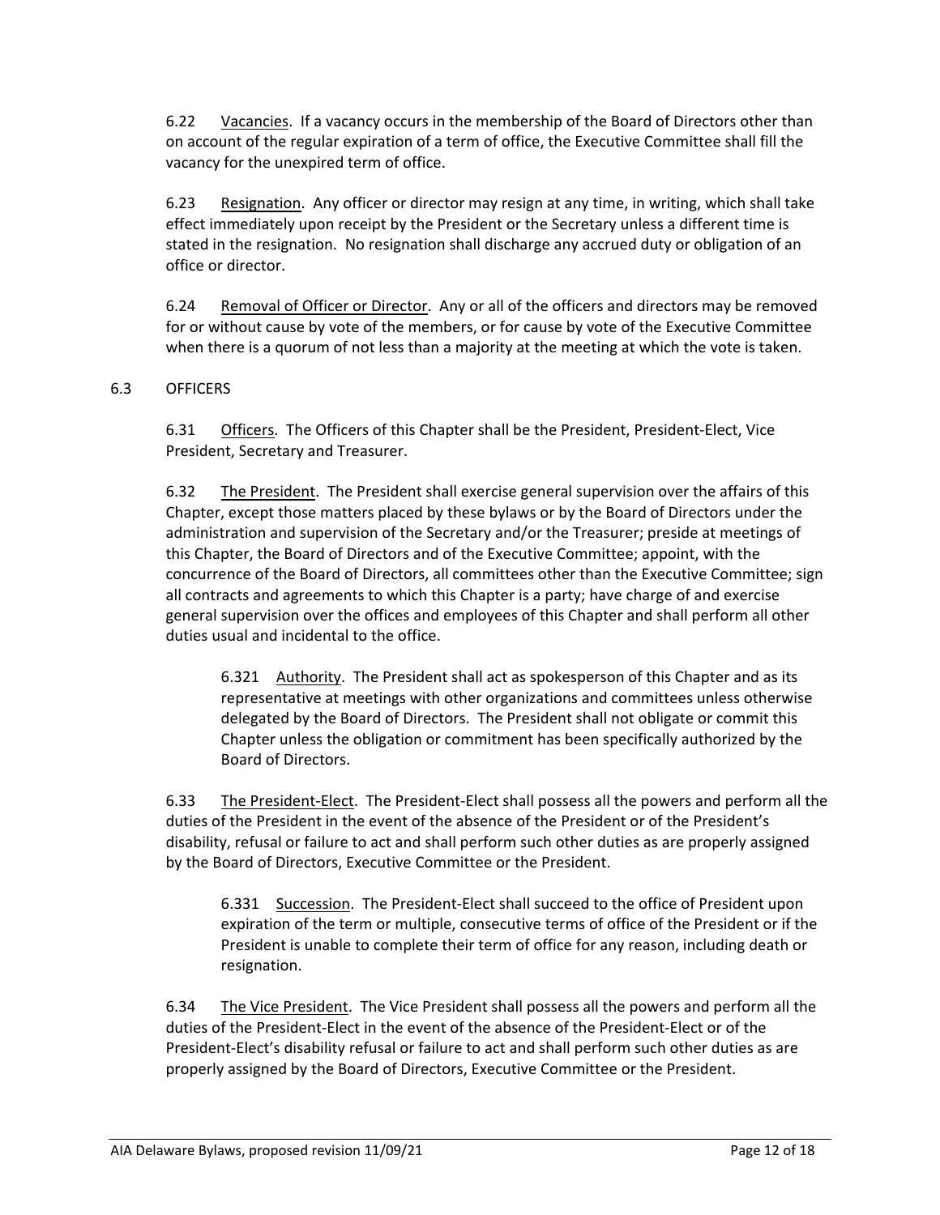6.22 Vacancies. If a vacancy occurs in the membership of the Board of Directors other than on account of the regular expiration of a term of office, the Executive Committee shall fill the vacancy for the unexpired term of office.

6.23 Resignation. Any officer or director may resign at any time, in writing, which shall take effect immediately upon receipt by the President or the Secretary unless a different time is stated in the resignation. No resignation shall discharge any accrued duty or obligation of an office or director.

6.24 Removal of Officer or Director. Any or all of the officers and directors may be removed for or without cause by vote of the members, or for cause by vote of the Executive Committee when there is a quorum of not less than a majority at the meeting at which the vote is taken.

## 6.3 OFFICERS

6.31 Officers. The Officers of this Chapter shall be the President, President-Elect, Vice President, Secretary and Treasurer.

6.32 The President. The President shall exercise general supervision over the affairs of this Chapter, except those matters placed by these bylaws or by the Board of Directors under the administration and supervision of the Secretary and/or the Treasurer; preside at meetings of this Chapter, the Board of Directors and of the Executive Committee; appoint, with the concurrence of the Board of Directors, all committees other than the Executive Committee; sign all contracts and agreements to which this Chapter is a party; have charge of and exercise general supervision over the offices and employees of this Chapter and shall perform all other duties usual and incidental to the office.

6.321 Authority. The President shall act as spokesperson of this Chapter and as its representative at meetings with other organizations and committees unless otherwise delegated by the Board of Directors. The President shall not obligate or commit this Chapter unless the obligation or commitment has been specifically authorized by the Board of Directors.

6.33 The President-Elect. The President-Elect shall possess all the powers and perform all the duties of the President in the event of the absence of the President or of the President's disability, refusal or failure to act and shall perform such other duties as are properly assigned by the Board of Directors, Executive Committee or the President.

6.331 Succession. The President-Elect shall succeed to the office of President upon expiration of the term or multiple, consecutive terms of office of the President or if the President is unable to complete their term of office for any reason, including death or resignation.

6.34 The Vice President. The Vice President shall possess all the powers and perform all the duties of the President-Elect in the event of the absence of the President-Elect or of the President-Elect's disability refusal or failure to act and shall perform such other duties as are properly assigned by the Board of Directors, Executive Committee or the President.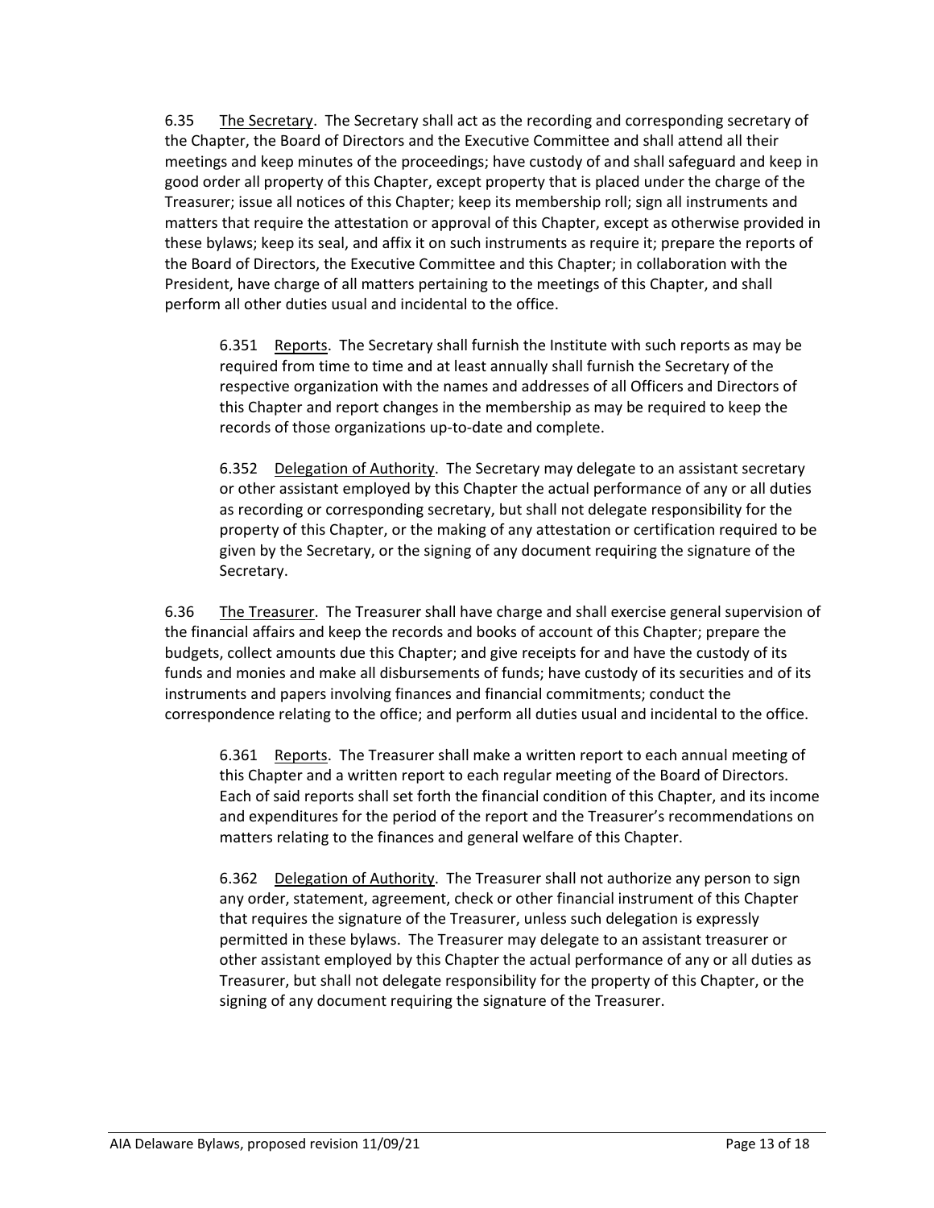6.35 The Secretary. The Secretary shall act as the recording and corresponding secretary of the Chapter, the Board of Directors and the Executive Committee and shall attend all their meetings and keep minutes of the proceedings; have custody of and shall safeguard and keep in good order all property of this Chapter, except property that is placed under the charge of the Treasurer; issue all notices of this Chapter; keep its membership roll; sign all instruments and matters that require the attestation or approval of this Chapter, except as otherwise provided in these bylaws; keep its seal, and affix it on such instruments as require it; prepare the reports of the Board of Directors, the Executive Committee and this Chapter; in collaboration with the President, have charge of all matters pertaining to the meetings of this Chapter, and shall perform all other duties usual and incidental to the office.

> 6.351 Reports. The Secretary shall furnish the Institute with such reports as may be required from time to time and at least annually shall furnish the Secretary of the respective organization with the names and addresses of all Officers and Directors of this Chapter and report changes in the membership as may be required to keep the records of those organizations up-to-date and complete.
>
> 6.352 Delegation of Authority. The Secretary may delegate to an assistant secretary or other assistant employed by this Chapter the actual performance of any or all duties as recording or corresponding secretary, but shall not delegate responsibility for the property of this Chapter, or the making of any attestation or certification required to be given by the Secretary, or the signing of any document requiring the signature of the Secretary.

6.36 The Treasurer. The Treasurer shall have charge and shall exercise general supervision of the financial affairs and keep the records and books of account of this Chapter; prepare the budgets, collect amounts due this Chapter; and give receipts for and have the custody of its funds and monies and make all disbursements of funds; have custody of its securities and of its instruments and papers involving finances and financial commitments; conduct the correspondence relating to the office; and perform all duties usual and incidental to the office.

> 6.361 Reports. The Treasurer shall make a written report to each annual meeting of this Chapter and a written report to each regular meeting of the Board of Directors. Each of said reports shall set forth the financial condition of this Chapter, and its income and expenditures for the period of the report and the Treasurer's recommendations on matters relating to the finances and general welfare of this Chapter.
>
> 6.362 Delegation of Authority. The Treasurer shall not authorize any person to sign any order, statement, agreement, check or other financial instrument of this Chapter that requires the signature of the Treasurer, unless such delegation is expressly permitted in these bylaws. The Treasurer may delegate to an assistant treasurer or other assistant employed by this Chapter the actual performance of any or all duties as Treasurer, but shall not delegate responsibility for the property of this Chapter, or the signing of any document requiring the signature of the Treasurer.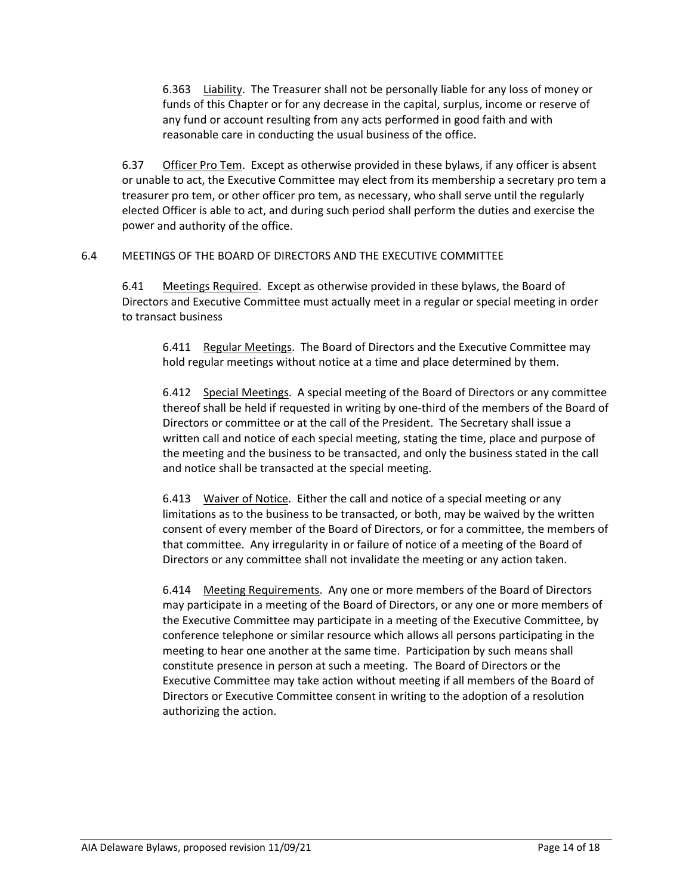6.363 Liability. The Treasurer shall not be personally liable for any loss of money or funds of this Chapter or for any decrease in the capital, surplus, income or reserve of any fund or account resulting from any acts performed in good faith and with reasonable care in conducting the usual business of the office.

6.37 Officer Pro Tem. Except as otherwise provided in these bylaws, if any officer is absent or unable to act, the Executive Committee may elect from its membership a secretary pro tem a treasurer pro tem, or other officer pro tem, as necessary, who shall serve until the regularly elected Officer is able to act, and during such period shall perform the duties and exercise the power and authority of the office.

6.4 MEETINGS OF THE BOARD OF DIRECTORS AND THE EXECUTIVE COMMITTEE

6.41 Meetings Required. Except as otherwise provided in these bylaws, the Board of Directors and Executive Committee must actually meet in a regular or special meeting in order to transact business

6.411 Regular Meetings. The Board of Directors and the Executive Committee may hold regular meetings without notice at a time and place determined by them.

6.412 Special Meetings. A special meeting of the Board of Directors or any committee thereof shall be held if requested in writing by one-third of the members of the Board of Directors or committee or at the call of the President. The Secretary shall issue a written call and notice of each special meeting, stating the time, place and purpose of the meeting and the business to be transacted, and only the business stated in the call and notice shall be transacted at the special meeting.

6.413 Waiver of Notice. Either the call and notice of a special meeting or any limitations as to the business to be transacted, or both, may be waived by the written consent of every member of the Board of Directors, or for a committee, the members of that committee. Any irregularity in or failure of notice of a meeting of the Board of Directors or any committee shall not invalidate the meeting or any action taken.

6.414 Meeting Requirements. Any one or more members of the Board of Directors may participate in a meeting of the Board of Directors, or any one or more members of the Executive Committee may participate in a meeting of the Executive Committee, by conference telephone or similar resource which allows all persons participating in the meeting to hear one another at the same time. Participation by such means shall constitute presence in person at such a meeting. The Board of Directors or the Executive Committee may take action without meeting if all members of the Board of Directors or Executive Committee consent in writing to the adoption of a resolution authorizing the action.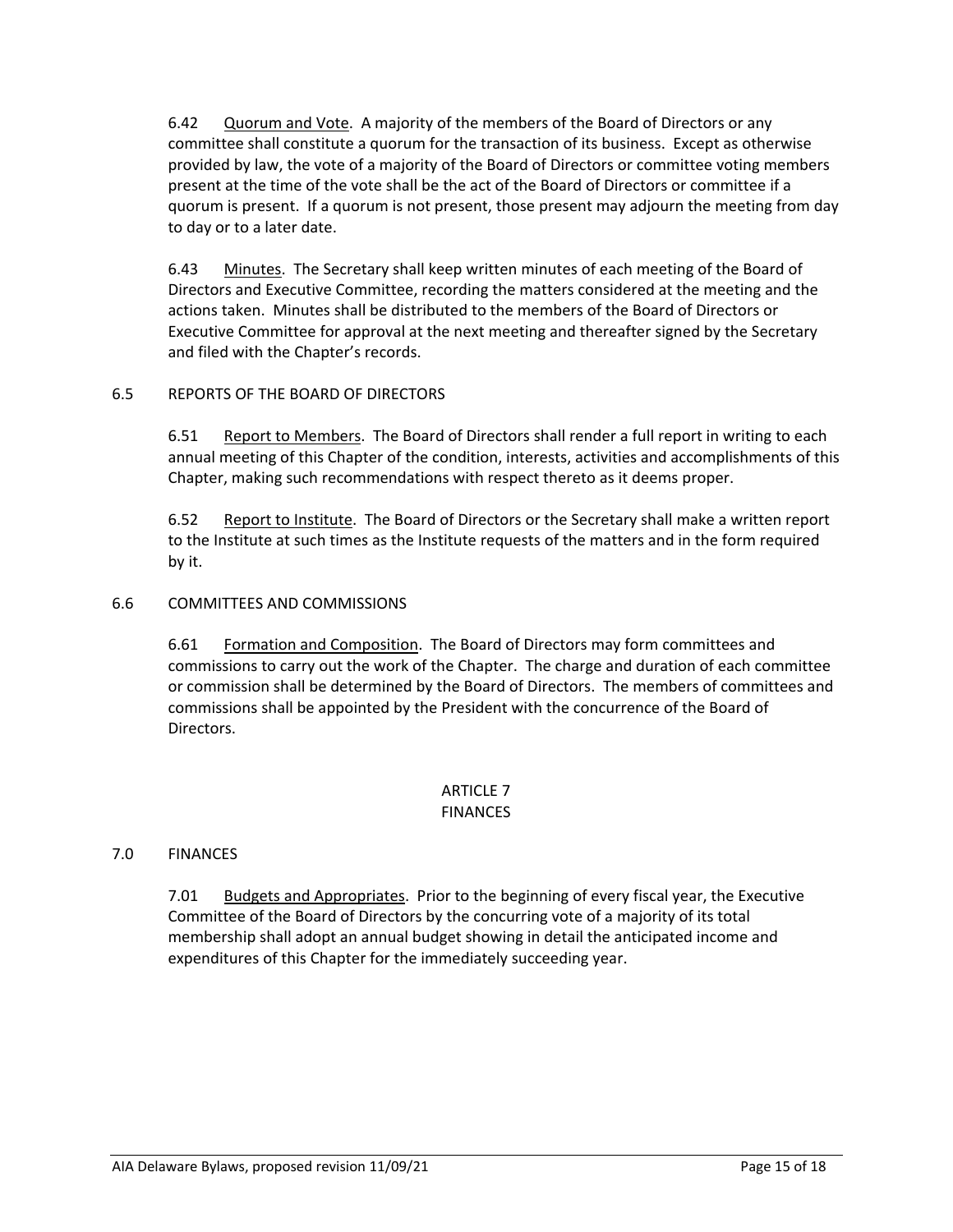6.42 Quorum and Vote. A majority of the members of the Board of Directors or any committee shall constitute a quorum for the transaction of its business. Except as otherwise provided by law, the vote of a majority of the Board of Directors or committee voting members present at the time of the vote shall be the act of the Board of Directors or committee if a quorum is present. If a quorum is not present, those present may adjourn the meeting from day to day or to a later date.

6.43 Minutes. The Secretary shall keep written minutes of each meeting of the Board of Directors and Executive Committee, recording the matters considered at the meeting and the actions taken. Minutes shall be distributed to the members of the Board of Directors or Executive Committee for approval at the next meeting and thereafter signed by the Secretary and filed with the Chapter's records.

6.5 REPORTS OF THE BOARD OF DIRECTORS

6.51 Report to Members. The Board of Directors shall render a full report in writing to each annual meeting of this Chapter of the condition, interests, activities and accomplishments of this Chapter, making such recommendations with respect thereto as it deems proper.

6.52 Report to Institute. The Board of Directors or the Secretary shall make a written report to the Institute at such times as the Institute requests of the matters and in the form required by it.

6.6 COMMITTEES AND COMMISSIONS

6.61 Formation and Composition. The Board of Directors may form committees and commissions to carry out the work of the Chapter. The charge and duration of each committee or commission shall be determined by the Board of Directors. The members of committees and commissions shall be appointed by the President with the concurrence of the Board of Directors.

## ARTICLE 7
## FINANCES

7.0 FINANCES

7.01 Budgets and Appropriates. Prior to the beginning of every fiscal year, the Executive Committee of the Board of Directors by the concurring vote of a majority of its total membership shall adopt an annual budget showing in detail the anticipated income and expenditures of this Chapter for the immediately succeeding year.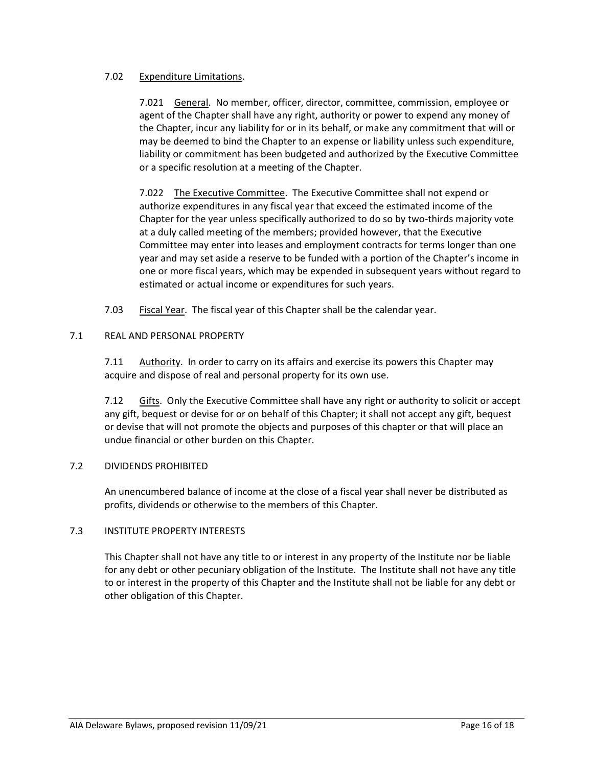7.02 Expenditure Limitations.

7.021 General. No member, officer, director, committee, commission, employee or agent of the Chapter shall have any right, authority or power to expend any money of the Chapter, incur any liability for or in its behalf, or make any commitment that will or may be deemed to bind the Chapter to an expense or liability unless such expenditure, liability or commitment has been budgeted and authorized by the Executive Committee or a specific resolution at a meeting of the Chapter.

7.022 The Executive Committee. The Executive Committee shall not expend or authorize expenditures in any fiscal year that exceed the estimated income of the Chapter for the year unless specifically authorized to do so by two-thirds majority vote at a duly called meeting of the members; provided however, that the Executive Committee may enter into leases and employment contracts for terms longer than one year and may set aside a reserve to be funded with a portion of the Chapter's income in one or more fiscal years, which may be expended in subsequent years without regard to estimated or actual income or expenditures for such years.

7.03 Fiscal Year. The fiscal year of this Chapter shall be the calendar year.

## 7.1 REAL AND PERSONAL PROPERTY

7.11 Authority. In order to carry on its affairs and exercise its powers this Chapter may acquire and dispose of real and personal property for its own use.

7.12 Gifts. Only the Executive Committee shall have any right or authority to solicit or accept any gift, bequest or devise for or on behalf of this Chapter; it shall not accept any gift, bequest or devise that will not promote the objects and purposes of this chapter or that will place an undue financial or other burden on this Chapter.

## 7.2 DIVIDENDS PROHIBITED

An unencumbered balance of income at the close of a fiscal year shall never be distributed as profits, dividends or otherwise to the members of this Chapter.

## 7.3 INSTITUTE PROPERTY INTERESTS

This Chapter shall not have any title to or interest in any property of the Institute nor be liable for any debt or other pecuniary obligation of the Institute. The Institute shall not have any title to or interest in the property of this Chapter and the Institute shall not be liable for any debt or other obligation of this Chapter.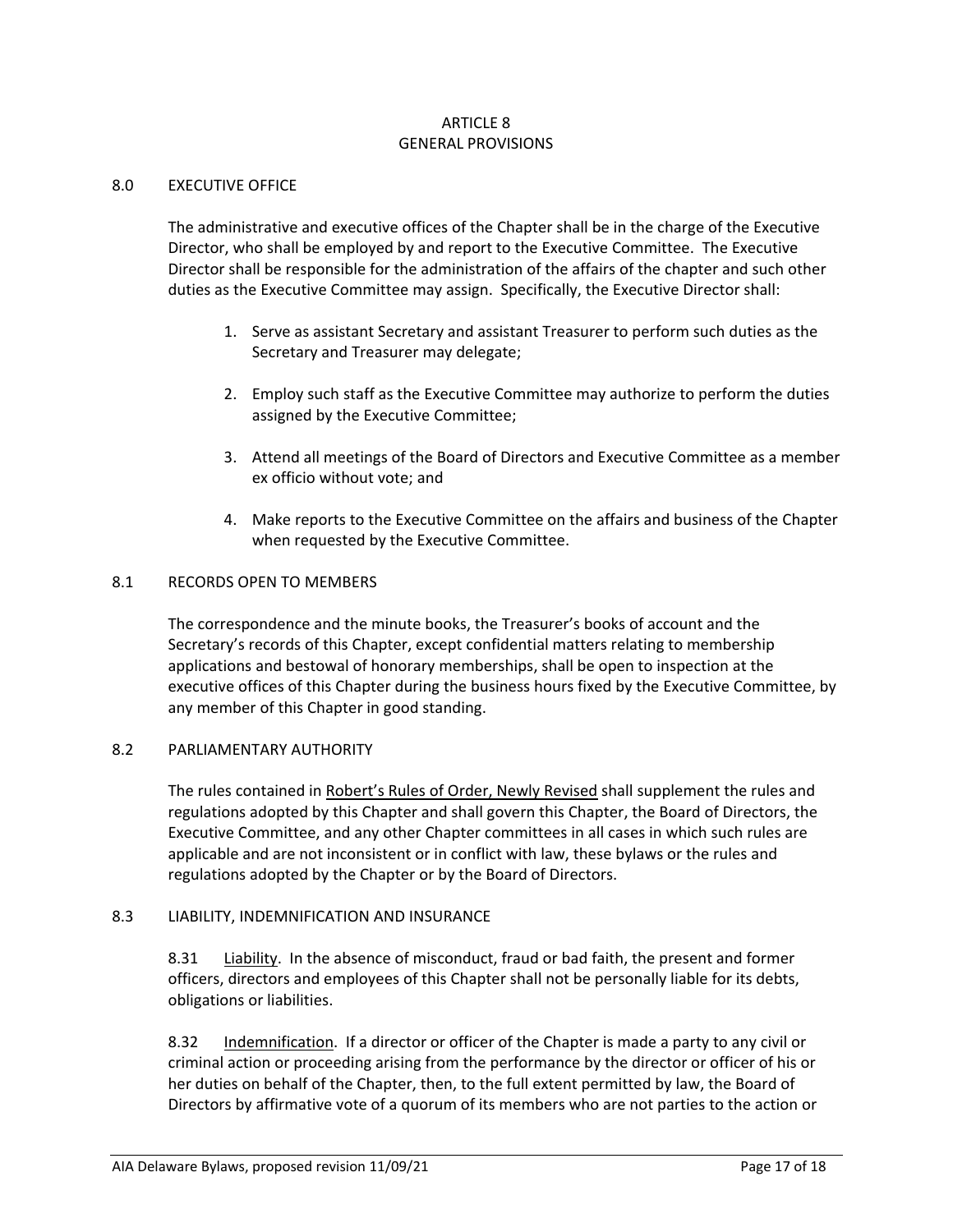# ARTICLE 8
# GENERAL PROVISIONS

## 8.0 EXECUTIVE OFFICE

The administrative and executive offices of the Chapter shall be in the charge of the Executive Director, who shall be employed by and report to the Executive Committee. The Executive Director shall be responsible for the administration of the affairs of the chapter and such other duties as the Executive Committee may assign. Specifically, the Executive Director shall:

1. Serve as assistant Secretary and assistant Treasurer to perform such duties as the Secretary and Treasurer may delegate;
2. Employ such staff as the Executive Committee may authorize to perform the duties assigned by the Executive Committee;
3. Attend all meetings of the Board of Directors and Executive Committee as a member ex officio without vote; and
4. Make reports to the Executive Committee on the affairs and business of the Chapter when requested by the Executive Committee.

## 8.1 RECORDS OPEN TO MEMBERS

The correspondence and the minute books, the Treasurer's books of account and the Secretary's records of this Chapter, except confidential matters relating to membership applications and bestowal of honorary memberships, shall be open to inspection at the executive offices of this Chapter during the business hours fixed by the Executive Committee, by any member of this Chapter in good standing.

## 8.2 PARLIAMENTARY AUTHORITY

The rules contained in Robert's Rules of Order, Newly Revised shall supplement the rules and regulations adopted by this Chapter and shall govern this Chapter, the Board of Directors, the Executive Committee, and any other Chapter committees in all cases in which such rules are applicable and are not inconsistent or in conflict with law, these bylaws or the rules and regulations adopted by the Chapter or by the Board of Directors.

## 8.3 LIABILITY, INDEMNIFICATION AND INSURANCE

8.31 Liability. In the absence of misconduct, fraud or bad faith, the present and former officers, directors and employees of this Chapter shall not be personally liable for its debts, obligations or liabilities.

8.32 Indemnification. If a director or officer of the Chapter is made a party to any civil or criminal action or proceeding arising from the performance by the director or officer of his or her duties on behalf of the Chapter, then, to the full extent permitted by law, the Board of Directors by affirmative vote of a quorum of its members who are not parties to the action or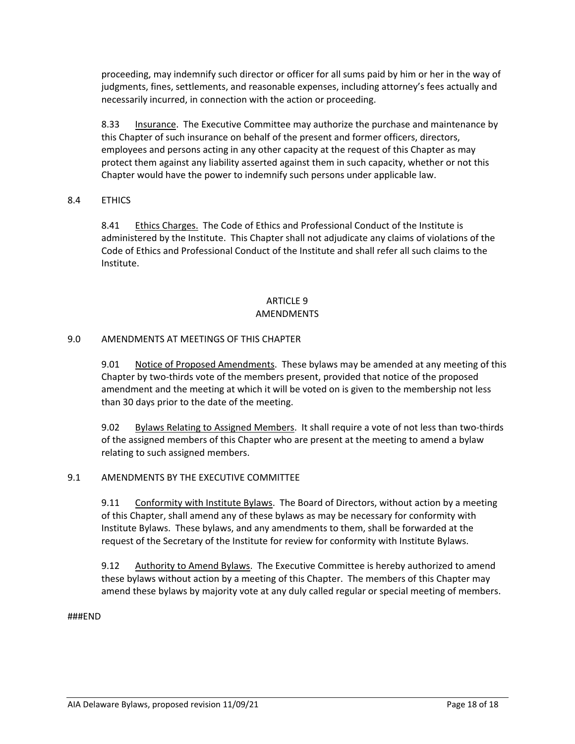proceeding, may indemnify such director or officer for all sums paid by him or her in the way of judgments, fines, settlements, and reasonable expenses, including attorney's fees actually and necessarily incurred, in connection with the action or proceeding.

8.33 Insurance. The Executive Committee may authorize the purchase and maintenance by this Chapter of such insurance on behalf of the present and former officers, directors, employees and persons acting in any other capacity at the request of this Chapter as may protect them against any liability asserted against them in such capacity, whether or not this Chapter would have the power to indemnify such persons under applicable law.

### 8.4 ETHICS

8.41 Ethics Charges. The Code of Ethics and Professional Conduct of the Institute is administered by the Institute. This Chapter shall not adjudicate any claims of violations of the Code of Ethics and Professional Conduct of the Institute and shall refer all such claims to the Institute.

## ARTICLE 9
## AMENDMENTS

### 9.0 AMENDMENTS AT MEETINGS OF THIS CHAPTER

9.01 Notice of Proposed Amendments. These bylaws may be amended at any meeting of this Chapter by two-thirds vote of the members present, provided that notice of the proposed amendment and the meeting at which it will be voted on is given to the membership not less than 30 days prior to the date of the meeting.

9.02 Bylaws Relating to Assigned Members. It shall require a vote of not less than two-thirds of the assigned members of this Chapter who are present at the meeting to amend a bylaw relating to such assigned members.

### 9.1 AMENDMENTS BY THE EXECUTIVE COMMITTEE

9.11 Conformity with Institute Bylaws. The Board of Directors, without action by a meeting of this Chapter, shall amend any of these bylaws as may be necessary for conformity with Institute Bylaws. These bylaws, and any amendments to them, shall be forwarded at the request of the Secretary of the Institute for review for conformity with Institute Bylaws.

9.12 Authority to Amend Bylaws. The Executive Committee is hereby authorized to amend these bylaws without action by a meeting of this Chapter. The members of this Chapter may amend these bylaws by majority vote at any duly called regular or special meeting of members.

###END